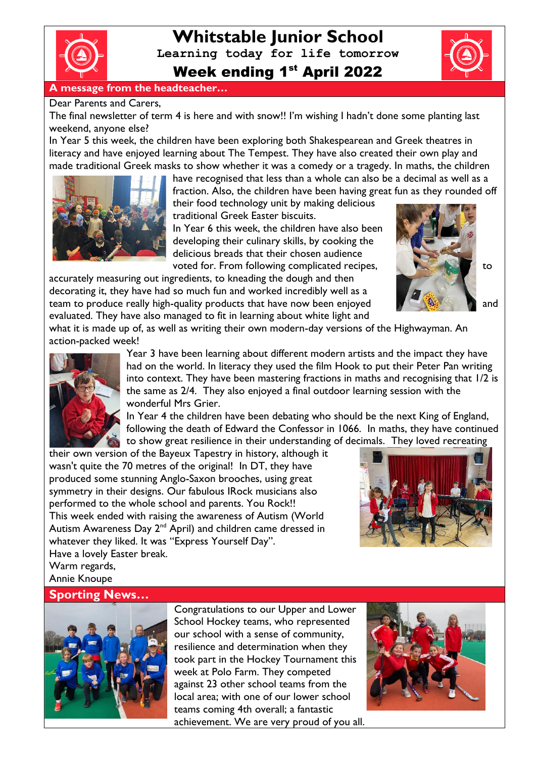# Whitstable Junior School

**Learning today for life tomorrow**

## Week ending 1st April 2022

### A message from the headteacher…

Dear Parents and Carers,

The final newsletter of term 4 is here and with snow!! I'm wishing I hadn't done some planting last weekend, anyone else?

In Year 5 this week, the children have been exploring both Shakespearean and Greek theatres in literacy and have enjoyed learning about The Tempest. They have also created their own play and made traditional Greek masks to show whether it was a comedy or a tragedy. In maths, the children have recognised that less than a whole can also be a decimal as well as a fraction. Also, the children have been having great fun as they rounded off their food technology unit by making delicious traditional Greek Easter biscuits.

In Year 6 this week, the children have also been developing their culinary skills, by cooking the delicious breads that their chosen audience voted for. From following complicated recipes, to accurately measuring out ingredients, to kneading the dough and then decorating it, they have had so much fun and worked incredibly well as a team to produce really high-quality products that have now been enjoyed and evaluated. They have also managed to fit in learning about white light and what it is made up of, as well as writing their own modern-day versions of the Highwayman. An action-packed week!

Year 3 have been learning about different modern artists and the impact they have had on the world. In literacy they used the film Hook to put their Peter Pan writing into context. They have been mastering fractions in maths and recognising that 1/2 is the same as 2/4. They also enjoyed a final outdoor learning session with the wonderful Mrs Grier.

In Year 4 the children have been debating who should be the next King of England, following the death of Edward the Confessor in 1066. In maths, they have continued to show great resilience in their understanding of decimals. They loved recreating their own version of the Bayeux Tapestry in history, although it wasn't quite the 70 metres of the original! In DT, they have produced some stunning Anglo-Saxon brooches, using great symmetry in their designs. Our fabulous IRock musicians also performed to the whole school and parents. You Rock!!

This week ended with raising the awareness of Autism (World Autism Awareness Day 2nd April) and children came dressed in whatever they liked. It was "Express Yourself Day".

Have a lovely Easter break.

Warm regards,

Annie Knoupe

### Sporting News…

Congratulations to our Upper and Lower School Hockey teams, who represented our school with a sense of community, resilience and determination when they took part in the Hockey Tournament this week at Polo Farm. They competed against 23 other school teams from the local area; with one of our lower school teams coming 4th overall; a fantastic achievement. We are very proud of you all.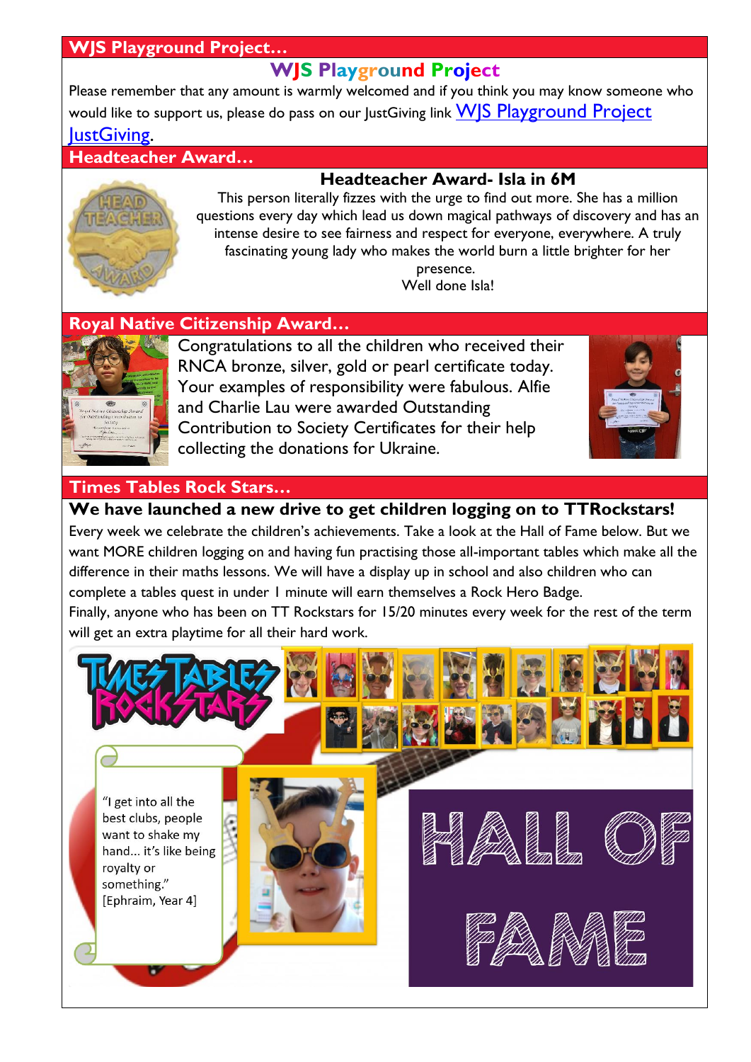## WJS Playground Project…

### WJS Playground Project

Please remember that any amount is warmly welcomed and if you think you may know someone who would like to support us, please do pass on our JustGiving link WJS Playground Project JustGiving.

## Headteacher Award…

### Headteacher Award- Isla in 6M

This person literally fizzes with the urge to find out more. She has a million questions every day which lead us down magical pathways of discovery and has an intense desire to see fairness and respect for everyone, everywhere. A truly fascinating young lady who makes the world burn a little brighter for her presence.

Well done Isla!

## Royal Native Citizenship Award…

Congratulations to all the children who received their RNCA bronze, silver, gold or pearl certificate today. Your examples of responsibility were fabulous. Alfie and Charlie Lau were awarded Outstanding Contribution to Society Certificates for their help collecting the donations for Ukraine.

## Times Tables Rock Stars…

### We have launched a new drive to get children logging on to TTRockstars!

Every week we celebrate the children's achievements. Take a look at the Hall of Fame below. But we want MORE children logging on and having fun practising those all-important tables which make all the difference in their maths lessons. We will have a display up in school and also children who can complete a tables quest in under 1 minute will earn themselves a Rock Hero Badge.

Finally, anyone who has been on TT Rockstars for 15/20 minutes every week for the rest of the term will get an extra playtime for all their hard work.

"I get into all the best clubs, people want to shake my hand… it's like being royalty or something." [Ephraim, Year 4]

HALL OF FAME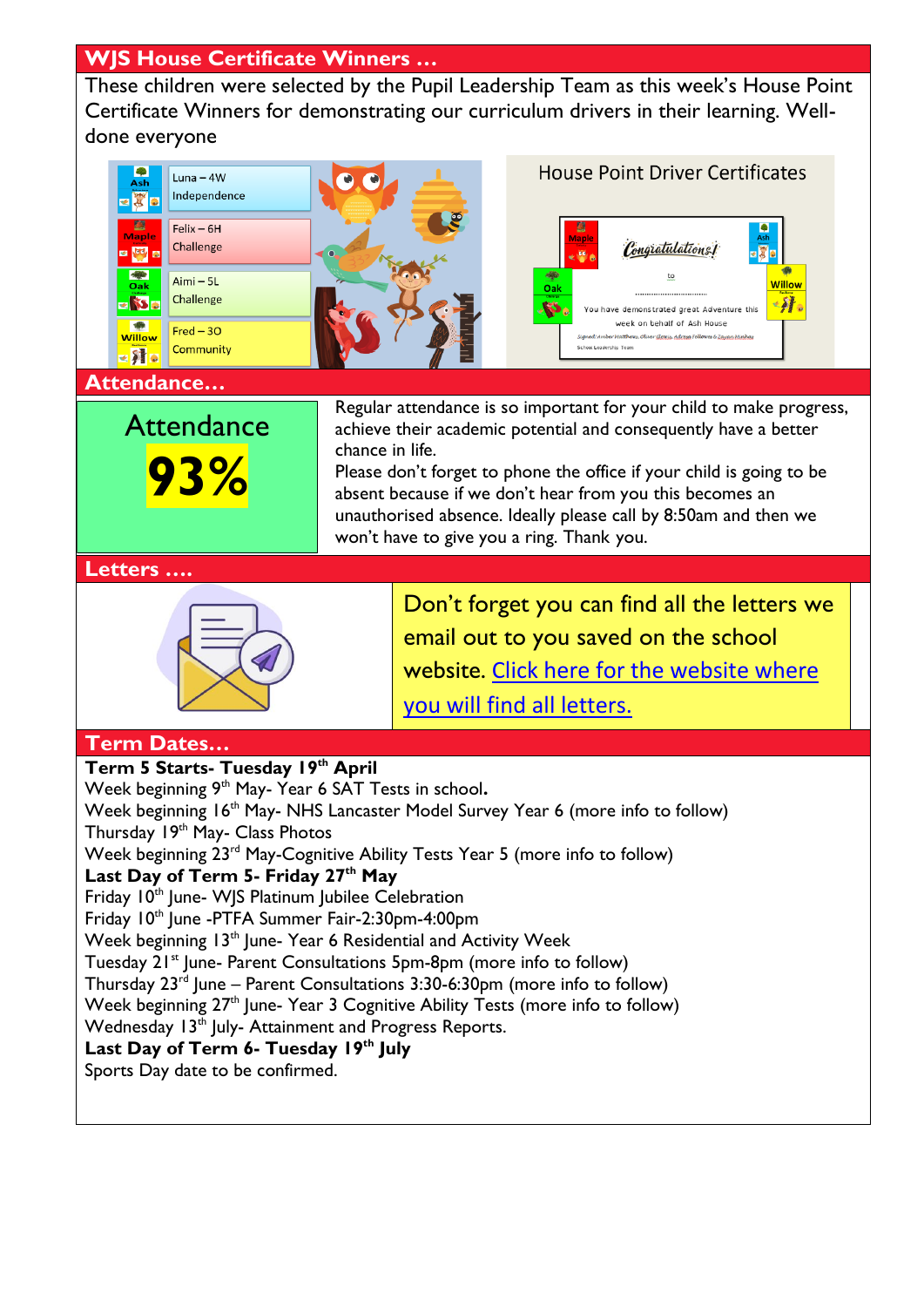## WJS House Certificate Winners …

These children were selected by the Pupil Leadership Team as this week's House Point Certificate Winners for demonstrating our curriculum drivers in their learning. Well-done everyone

| House | Winner | Driver |
|---|---|---|
| Ash | Luna – 4W | Independence |
| Maple | Felix – 6H | Challenge |
| Oak | Aimi – 5L | Challenge |
| Willow | Fred – 3O | Community |

House Point Driver Certificates

## Attendance…

Attendance

**93%**

Regular attendance is so important for your child to make progress, achieve their academic potential and consequently have a better chance in life.

Please don't forget to phone the office if your child is going to be absent because if we don't hear from you this becomes an unauthorised absence. Ideally please call by 8:50am and then we won't have to give you a ring. Thank you.

## Letters ….

Don't forget you can find all the letters we email out to you saved on the school website. Click here for the website where you will find all letters.

## Term Dates…

**Term 5 Starts- Tuesday 19th April**

Week beginning 9th May- Year 6 SAT Tests in school.

Week beginning 16th May- NHS Lancaster Model Survey Year 6 (more info to follow)

Thursday 19th May- Class Photos

Week beginning 23rd May-Cognitive Ability Tests Year 5 (more info to follow)

**Last Day of Term 5- Friday 27th May**

Friday 10th June- WJS Platinum Jubilee Celebration

Friday 10th June -PTFA Summer Fair-2:30pm-4:00pm

Week beginning 13th June- Year 6 Residential and Activity Week

Tuesday 21st June- Parent Consultations 5pm-8pm (more info to follow)

Thursday 23rd June – Parent Consultations 3:30-6:30pm (more info to follow)

Week beginning 27th June- Year 3 Cognitive Ability Tests (more info to follow)

Wednesday 13th July- Attainment and Progress Reports.

**Last Day of Term 6- Tuesday 19th July**

Sports Day date to be confirmed.